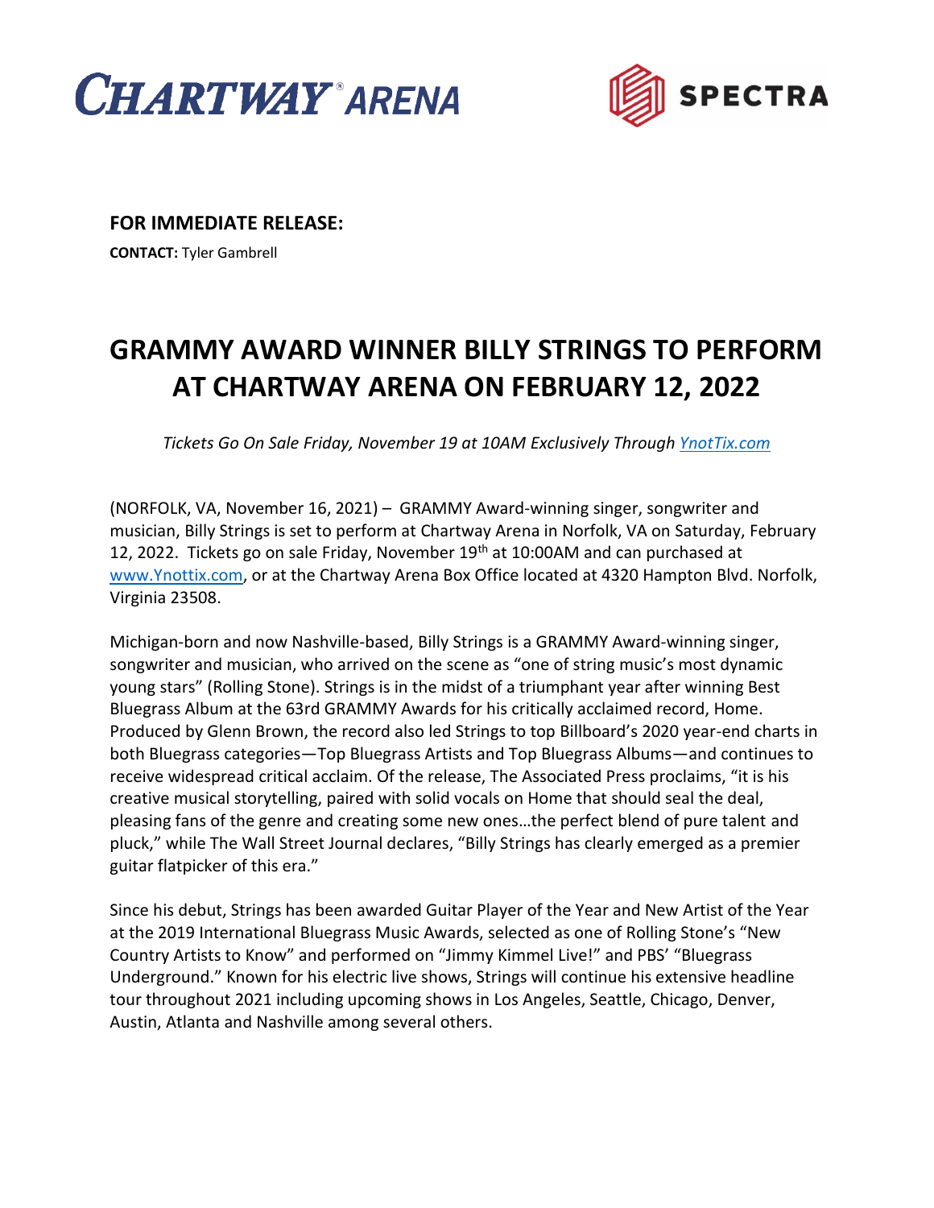CHARTWAY® ARENA

SPECTRA

**FOR IMMEDIATE RELEASE:**

**CONTACT:** Tyler Gambrell

# GRAMMY AWARD WINNER BILLY STRINGS TO PERFORM AT CHARTWAY ARENA ON FEBRUARY 12, 2022

*Tickets Go On Sale Friday, November 19 at 10AM Exclusively Through [YnotTix.com](YnotTix.com)*

(NORFOLK, VA, November 16, 2021) – GRAMMY Award-winning singer, songwriter and musician, Billy Strings is set to perform at Chartway Arena in Norfolk, VA on Saturday, February 12, 2022. Tickets go on sale Friday, November 19th at 10:00AM and can purchased at [www.Ynottix.com](www.Ynottix.com), or at the Chartway Arena Box Office located at 4320 Hampton Blvd. Norfolk, Virginia 23508.

Michigan-born and now Nashville-based, Billy Strings is a GRAMMY Award-winning singer, songwriter and musician, who arrived on the scene as "one of string music's most dynamic young stars" (Rolling Stone). Strings is in the midst of a triumphant year after winning Best Bluegrass Album at the 63rd GRAMMY Awards for his critically acclaimed record, Home. Produced by Glenn Brown, the record also led Strings to top Billboard's 2020 year-end charts in both Bluegrass categories—Top Bluegrass Artists and Top Bluegrass Albums—and continues to receive widespread critical acclaim. Of the release, The Associated Press proclaims, "it is his creative musical storytelling, paired with solid vocals on Home that should seal the deal, pleasing fans of the genre and creating some new ones…the perfect blend of pure talent and pluck," while The Wall Street Journal declares, "Billy Strings has clearly emerged as a premier guitar flatpicker of this era."

Since his debut, Strings has been awarded Guitar Player of the Year and New Artist of the Year at the 2019 International Bluegrass Music Awards, selected as one of Rolling Stone's "New Country Artists to Know" and performed on "Jimmy Kimmel Live!" and PBS' "Bluegrass Underground." Known for his electric live shows, Strings will continue his extensive headline tour throughout 2021 including upcoming shows in Los Angeles, Seattle, Chicago, Denver, Austin, Atlanta and Nashville among several others.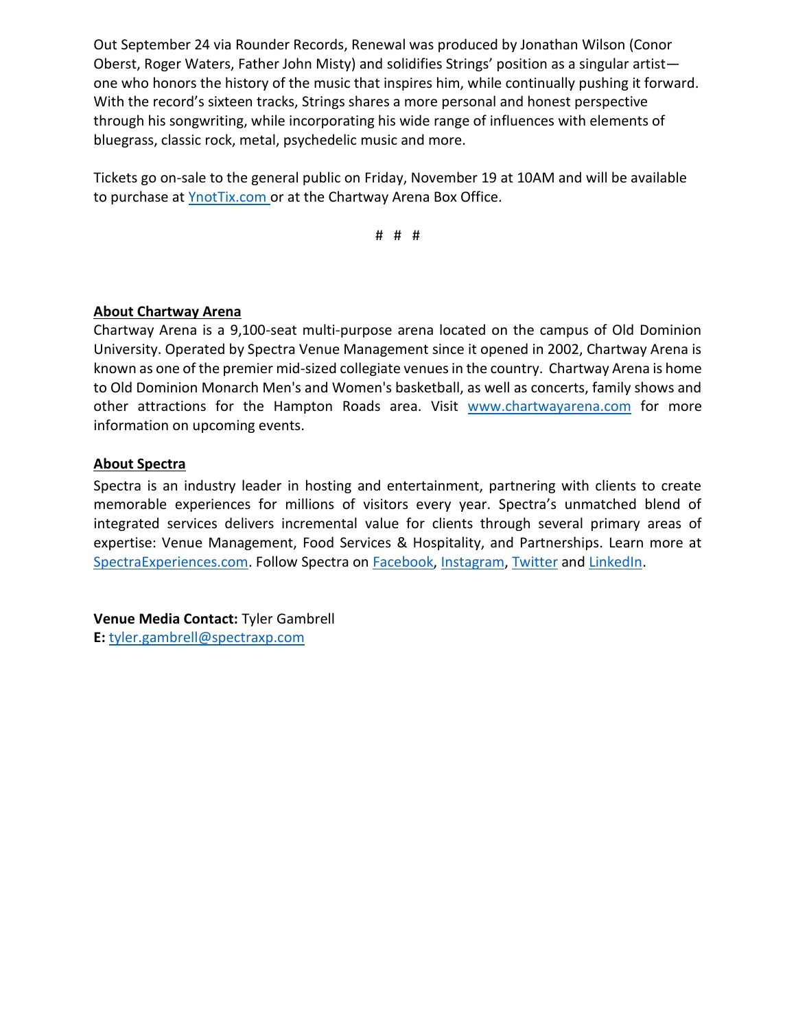Out September 24 via Rounder Records, Renewal was produced by Jonathan Wilson (Conor Oberst, Roger Waters, Father John Misty) and solidifies Strings' position as a singular artist—one who honors the history of the music that inspires him, while continually pushing it forward. With the record's sixteen tracks, Strings shares a more personal and honest perspective through his songwriting, while incorporating his wide range of influences with elements of bluegrass, classic rock, metal, psychedelic music and more.

Tickets go on-sale to the general public on Friday, November 19 at 10AM and will be available to purchase at YnotTix.com or at the Chartway Arena Box Office.

# # #

**About Chartway Arena**

Chartway Arena is a 9,100-seat multi-purpose arena located on the campus of Old Dominion University. Operated by Spectra Venue Management since it opened in 2002, Chartway Arena is known as one of the premier mid-sized collegiate venues in the country. Chartway Arena is home to Old Dominion Monarch Men's and Women's basketball, as well as concerts, family shows and other attractions for the Hampton Roads area. Visit www.chartwayarena.com for more information on upcoming events.

**About Spectra**

Spectra is an industry leader in hosting and entertainment, partnering with clients to create memorable experiences for millions of visitors every year. Spectra's unmatched blend of integrated services delivers incremental value for clients through several primary areas of expertise: Venue Management, Food Services & Hospitality, and Partnerships. Learn more at SpectraExperiences.com. Follow Spectra on Facebook, Instagram, Twitter and LinkedIn.

**Venue Media Contact:** Tyler Gambrell
**E:** tyler.gambrell@spectraxp.com